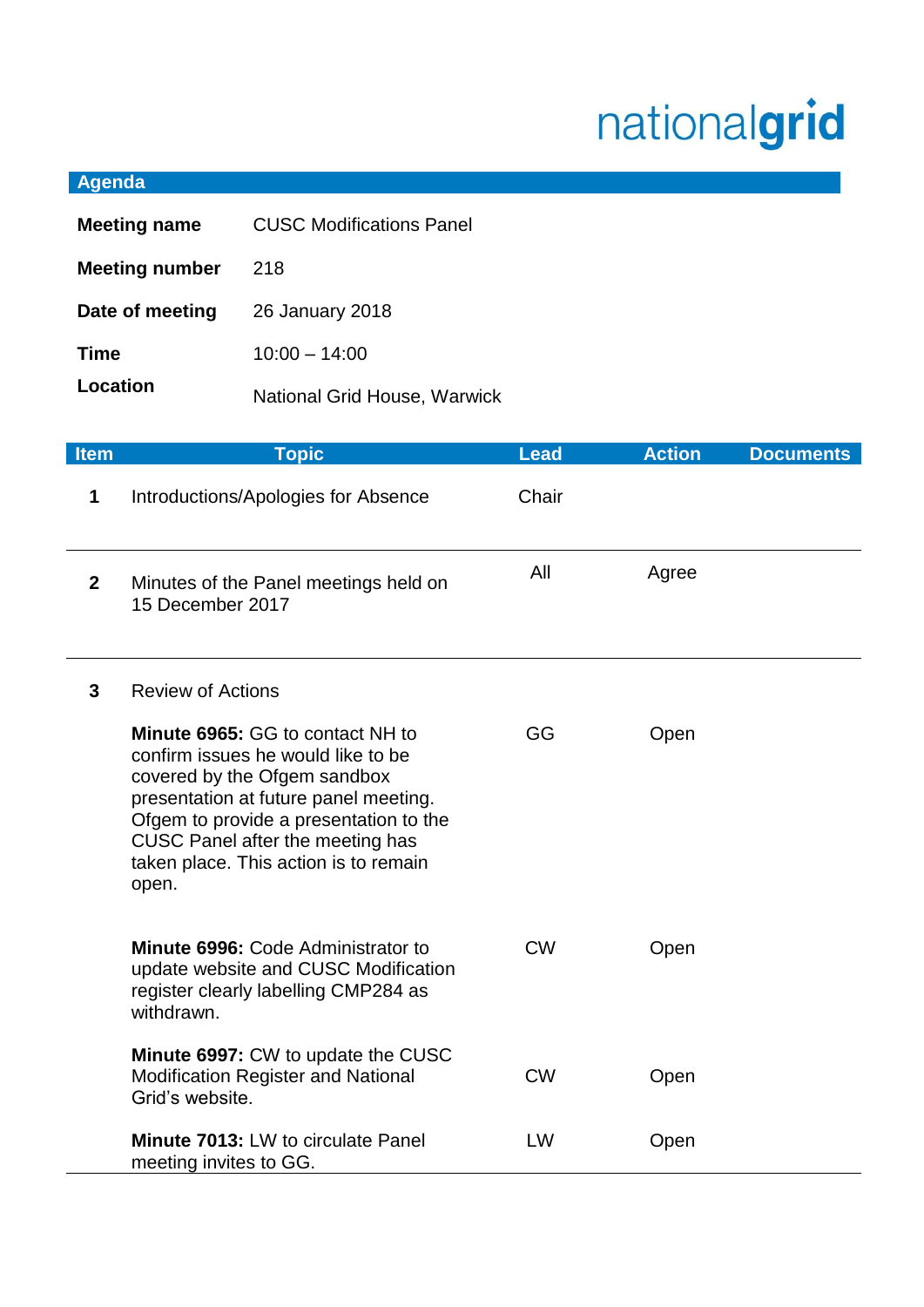nationalgrid

## Agenda

| | |
|---|---|
| **Meeting name** | CUSC Modifications Panel |
| **Meeting number** | 218 |
| **Date of meeting** | 26 January 2018 |
| **Time** | 10:00 – 14:00 |
| **Location** | National Grid House, Warwick |

| Item | Topic | Lead | Action | Documents |
|---|---|---|---|---|
| **1** | Introductions/Apologies for Absence | Chair | | |
| **2** | Minutes of the Panel meetings held on 15 December 2017 | All | Agree | |
| **3** | Review of Actions | | | |
| | **Minute 6965:** GG to contact NH to confirm issues he would like to be covered by the Ofgem sandbox presentation at future panel meeting. Ofgem to provide a presentation to the CUSC Panel after the meeting has taken place. This action is to remain open. | GG | Open | |
| | **Minute 6996:** Code Administrator to update website and CUSC Modification register clearly labelling CMP284 as withdrawn. | CW | Open | |
| | **Minute 6997:** CW to update the CUSC Modification Register and National Grid's website. | CW | Open | |
| | **Minute 7013:** LW to circulate Panel meeting invites to GG. | LW | Open | |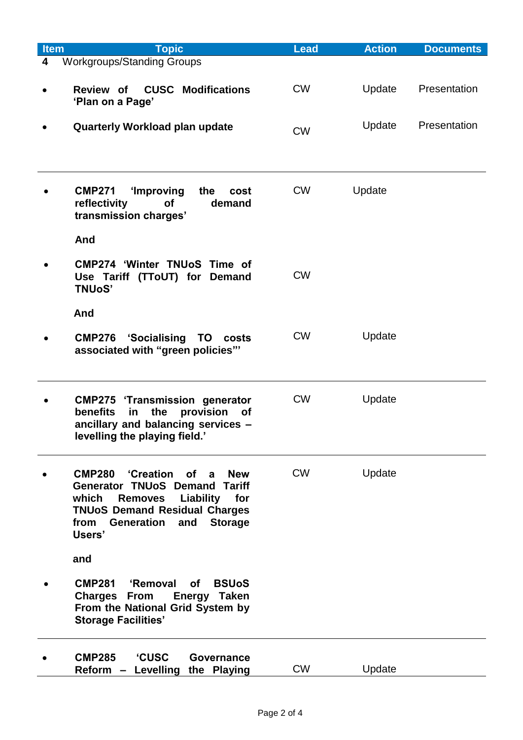| Item | Topic | Lead | Action | Documents |
|---|---|---|---|---|
| 4 | Workgroups/Standing Groups | | | |
| • | **Review of CUSC Modifications 'Plan on a Page'** | CW | Update | Presentation |
| • | **Quarterly Workload plan update** | CW | Update | Presentation |
| • | **CMP271 'Improving the cost reflectivity of demand transmission charges'** | CW | Update | |
| | **And** | | | |
| • | **CMP274 'Winter TNUoS Time of Use Tariff (TToUT) for Demand TNUoS'** | CW | | |
| | **And** | | | |
| • | **CMP276 'Socialising TO costs associated with "green policies"'** | CW | Update | |
| • | **CMP275 'Transmission generator benefits in the provision of ancillary and balancing services – levelling the playing field.'** | CW | Update | |
| • | **CMP280 'Creation of a New Generator TNUoS Demand Tariff which Removes Liability for TNUoS Demand Residual Charges from Generation and Storage Users'** | CW | Update | |
| | **and** | | | |
| • | **CMP281 'Removal of BSUoS Charges From Energy Taken From the National Grid System by Storage Facilities'** | | | |
| • | **CMP285 'CUSC Governance Reform – Levelling the Playing** | CW | Update | |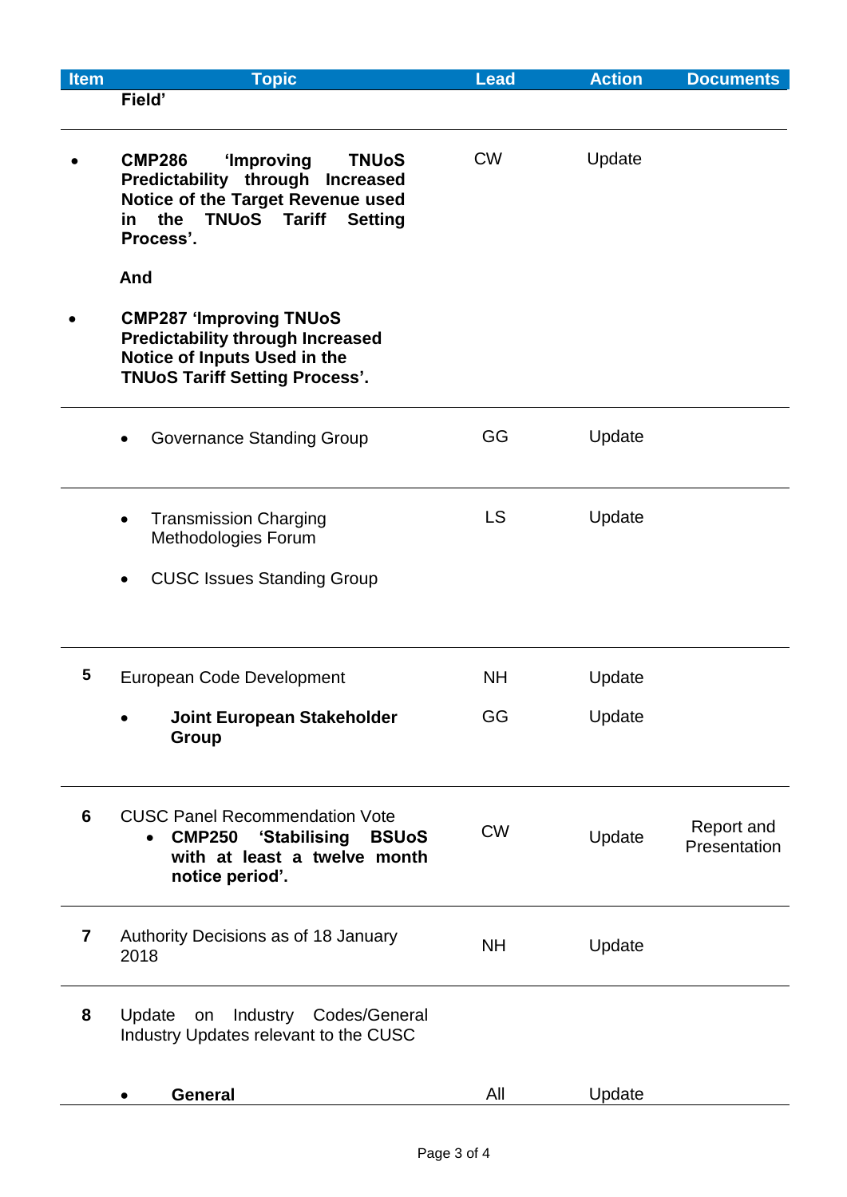| Item | Topic | Lead | Action | Documents |
|---|---|---|---|---|
| | **Field'** | | | |
| • | **CMP286 'Improving TNUoS Predictability through Increased Notice of the Target Revenue used in the TNUoS Tariff Setting Process'.** <br><br> **And** | CW | Update | |
| • | **CMP287 'Improving TNUoS Predictability through Increased Notice of Inputs Used in the TNUoS Tariff Setting Process'.** | | | |
| | • Governance Standing Group | GG | Update | |
| | • Transmission Charging Methodologies Forum <br><br> • CUSC Issues Standing Group | LS | Update | |
| 5 | European Code Development | NH | Update | |
| | • **Joint European Stakeholder Group** | GG | Update | |
| 6 | CUSC Panel Recommendation Vote <br> • **CMP250 'Stabilising BSUoS with at least a twelve month notice period'.** | CW | Update | Report and Presentation |
| 7 | Authority Decisions as of 18 January 2018 | NH | Update | |
| 8 | Update on Industry Codes/General Industry Updates relevant to the CUSC | | | |
| | • **General** | All | Update | |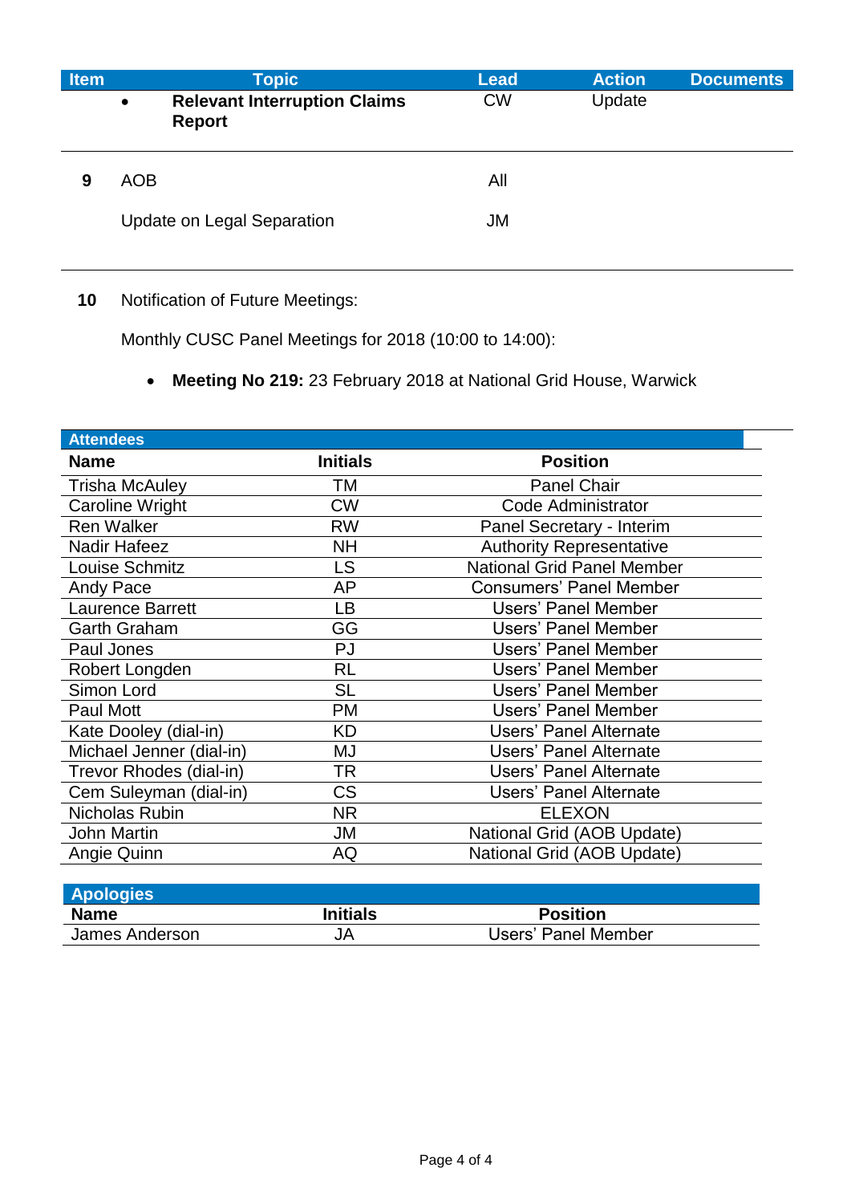| Item | Topic | Lead | Action | Documents |
|---|---|---|---|---|
| | • **Relevant Interruption Claims Report** | CW | Update | |
| **9** | AOB | All | | |
| | Update on Legal Separation | JM | | |

**10** Notification of Future Meetings:

Monthly CUSC Panel Meetings for 2018 (10:00 to 14:00):

- **Meeting No 219:** 23 February 2018 at National Grid House, Warwick

**Attendees**

| Name | Initials | Position |
|---|---|---|
| Trisha McAuley | TM | Panel Chair |
| Caroline Wright | CW | Code Administrator |
| Ren Walker | RW | Panel Secretary - Interim |
| Nadir Hafeez | NH | Authority Representative |
| Louise Schmitz | LS | National Grid Panel Member |
| Andy Pace | AP | Consumers' Panel Member |
| Laurence Barrett | LB | Users' Panel Member |
| Garth Graham | GG | Users' Panel Member |
| Paul Jones | PJ | Users' Panel Member |
| Robert Longden | RL | Users' Panel Member |
| Simon Lord | SL | Users' Panel Member |
| Paul Mott | PM | Users' Panel Member |
| Kate Dooley (dial-in) | KD | Users' Panel Alternate |
| Michael Jenner (dial-in) | MJ | Users' Panel Alternate |
| Trevor Rhodes (dial-in) | TR | Users' Panel Alternate |
| Cem Suleyman (dial-in) | CS | Users' Panel Alternate |
| Nicholas Rubin | NR | ELEXON |
| John Martin | JM | National Grid (AOB Update) |
| Angie Quinn | AQ | National Grid (AOB Update) |

**Apologies**

| Name | Initials | Position |
|---|---|---|
| James Anderson | JA | Users' Panel Member |